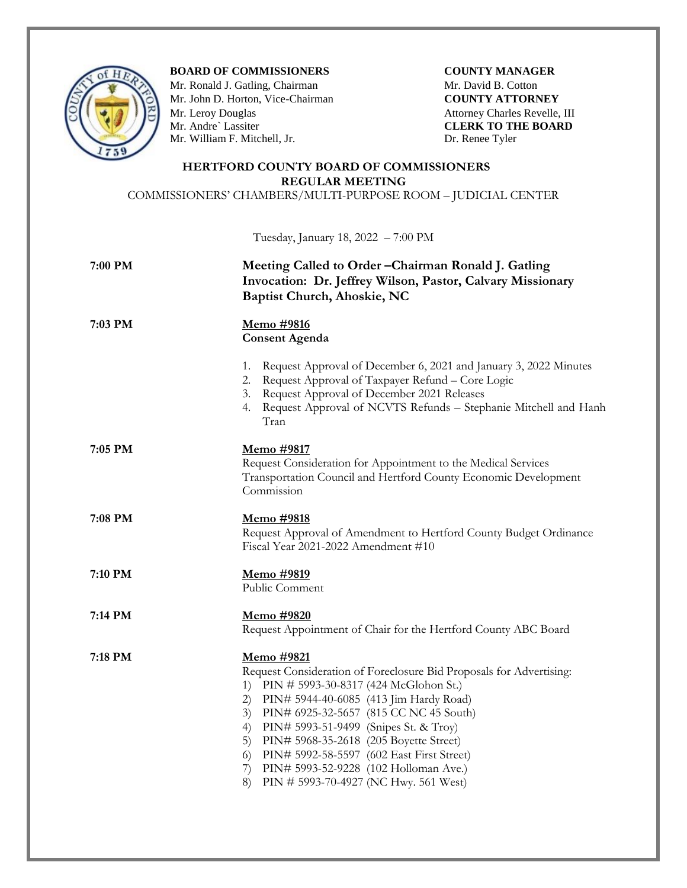**BOARD OF COMMISSIONERS**
Mr. Ronald J. Gatling, Chairman
Mr. John D. Horton, Vice-Chairman
Mr. Leroy Douglas
Mr. Andre` Lassiter
Mr. William F. Mitchell, Jr.

**COUNTY MANAGER**
Mr. David B. Cotton
**COUNTY ATTORNEY**
Attorney Charles Revelle, III
**CLERK TO THE BOARD**
Dr. Renee Tyler

# HERTFORD COUNTY BOARD OF COMMISSIONERS
## REGULAR MEETING

COMMISSIONERS' CHAMBERS/MULTI-PURPOSE ROOM – JUDICIAL CENTER

Tuesday, January 18, 2022 – 7:00 PM

**7:00 PM**

**Meeting Called to Order –Chairman Ronald J. Gatling**
**Invocation: Dr. Jeffrey Wilson, Pastor, Calvary Missionary Baptist Church, Ahoskie, NC**

**7:03 PM**

**Memo #9816**
**Consent Agenda**

1. Request Approval of December 6, 2021 and January 3, 2022 Minutes
2. Request Approval of Taxpayer Refund – Core Logic
3. Request Approval of December 2021 Releases
4. Request Approval of NCVTS Refunds – Stephanie Mitchell and Hanh Tran

**7:05 PM**

**Memo #9817**
Request Consideration for Appointment to the Medical Services Transportation Council and Hertford County Economic Development Commission

**7:08 PM**

**Memo #9818**
Request Approval of Amendment to Hertford County Budget Ordinance Fiscal Year 2021-2022 Amendment #10

**7:10 PM**

**Memo #9819**
Public Comment

**7:14 PM**

**Memo #9820**
Request Appointment of Chair for the Hertford County ABC Board

**7:18 PM**

**Memo #9821**
Request Consideration of Foreclosure Bid Proposals for Advertising:

1) PIN # 5993-30-8317 (424 McGlohon St.)
2) PIN# 5944-40-6085 (413 Jim Hardy Road)
3) PIN# 6925-32-5657 (815 CC NC 45 South)
4) PIN# 5993-51-9499 (Snipes St. & Troy)
5) PIN# 5968-35-2618 (205 Boyette Street)
6) PIN# 5992-58-5597 (602 East First Street)
7) PIN# 5993-52-9228 (102 Holloman Ave.)
8) PIN # 5993-70-4927 (NC Hwy. 561 West)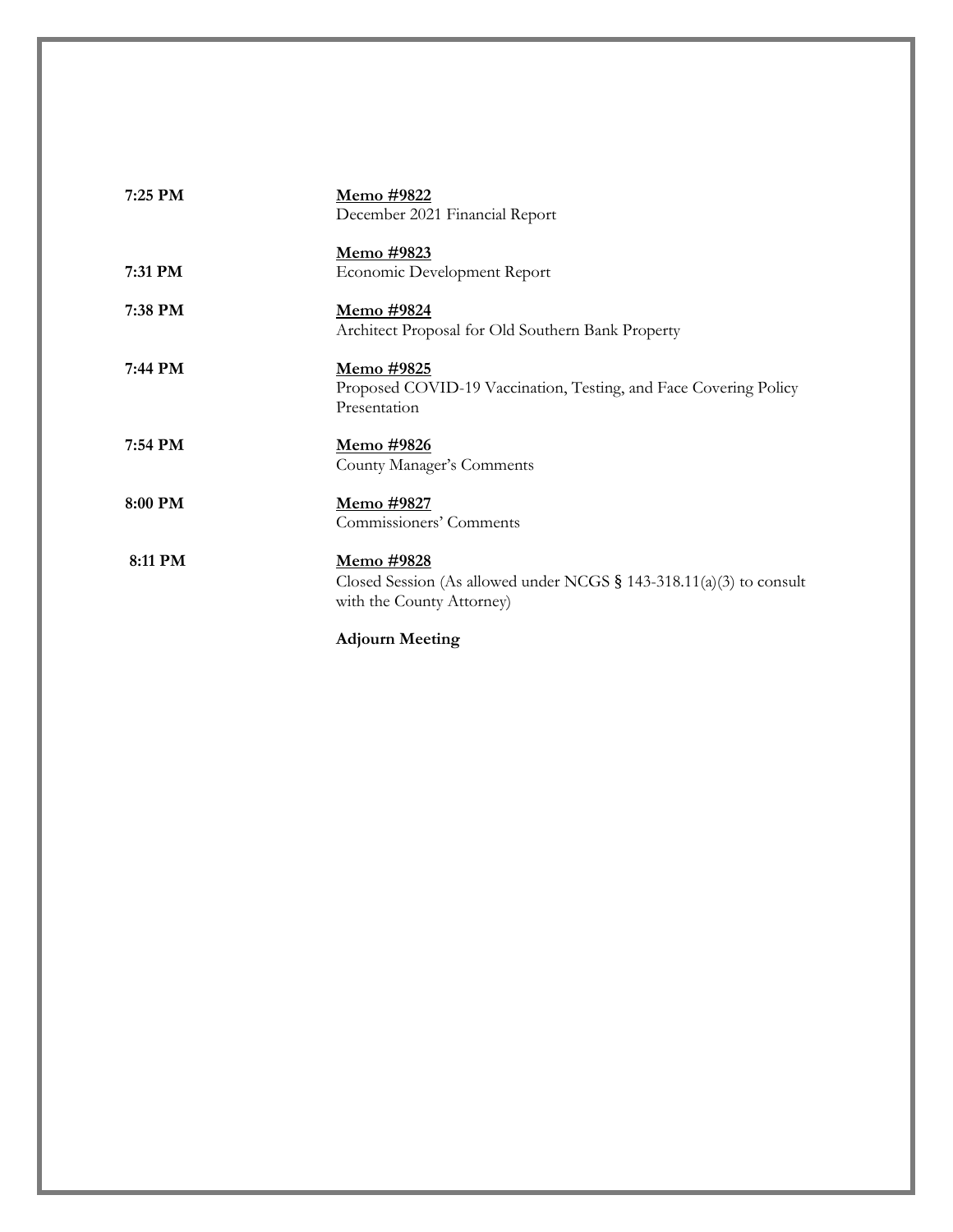| | |
|---|---|
| **7:25 PM** | **Memo #9822**<br>December 2021 Financial Report |
| **7:31 PM** | **Memo #9823**<br>Economic Development Report |
| **7:38 PM** | **Memo #9824**<br>Architect Proposal for Old Southern Bank Property |
| **7:44 PM** | **Memo #9825**<br>Proposed COVID-19 Vaccination, Testing, and Face Covering Policy Presentation |
| **7:54 PM** | **Memo #9826**<br>County Manager's Comments |
| **8:00 PM** | **Memo #9827**<br>Commissioners' Comments |
| **8:11 PM** | **Memo #9828**<br>Closed Session (As allowed under NCGS § 143-318.11(a)(3) to consult with the County Attorney) |
| | **Adjourn Meeting** |